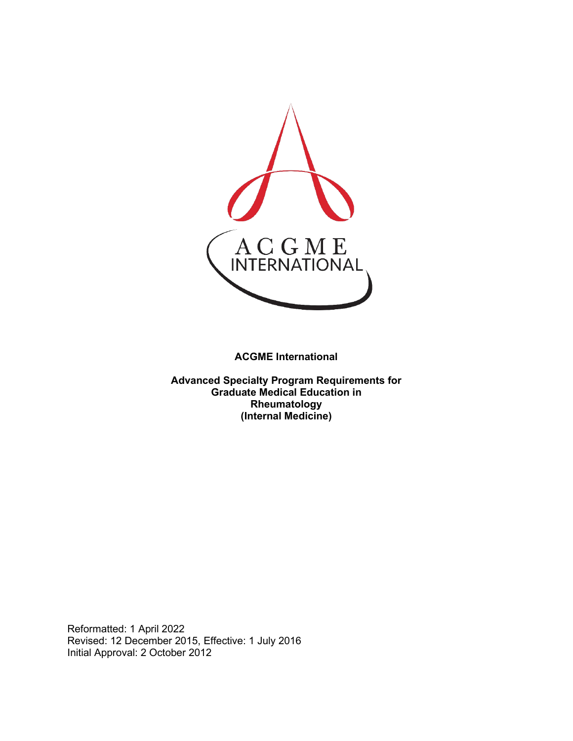ACGME INTERNATIONAL

**ACGME International**

**Advanced Specialty Program Requirements for Graduate Medical Education in Rheumatology (Internal Medicine)**

Reformatted: 1 April 2022
Revised: 12 December 2015, Effective: 1 July 2016
Initial Approval: 2 October 2012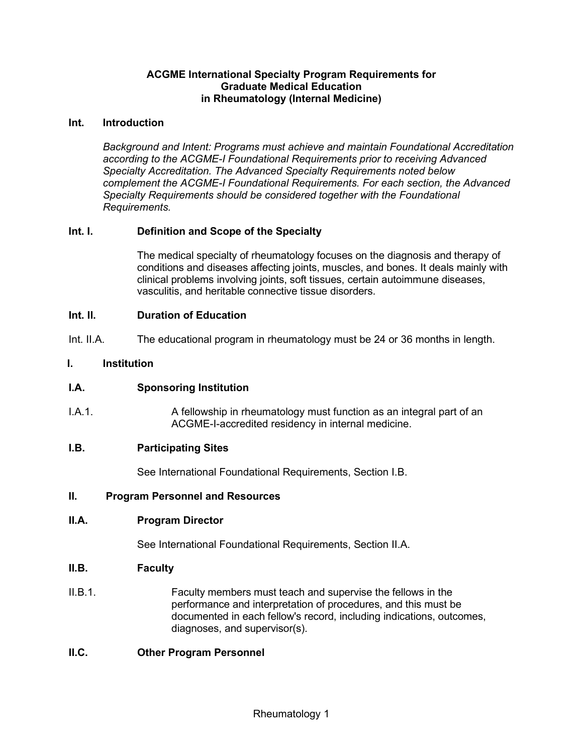# ACGME International Specialty Program Requirements for Graduate Medical Education in Rheumatology (Internal Medicine)

## Int. Introduction

*Background and Intent: Programs must achieve and maintain Foundational Accreditation according to the ACGME-I Foundational Requirements prior to receiving Advanced Specialty Accreditation. The Advanced Specialty Requirements noted below complement the ACGME-I Foundational Requirements. For each section, the Advanced Specialty Requirements should be considered together with the Foundational Requirements.*

### Int. I. Definition and Scope of the Specialty

The medical specialty of rheumatology focuses on the diagnosis and therapy of conditions and diseases affecting joints, muscles, and bones. It deals mainly with clinical problems involving joints, soft tissues, certain autoimmune diseases, vasculitis, and heritable connective tissue disorders.

### Int. II. Duration of Education

Int. II.A. The educational program in rheumatology must be 24 or 36 months in length.

## I. Institution

### I.A. Sponsoring Institution

I.A.1. A fellowship in rheumatology must function as an integral part of an ACGME-I-accredited residency in internal medicine.

### I.B. Participating Sites

See International Foundational Requirements, Section I.B.

## II. Program Personnel and Resources

### II.A. Program Director

See International Foundational Requirements, Section II.A.

### II.B. Faculty

II.B.1. Faculty members must teach and supervise the fellows in the performance and interpretation of procedures, and this must be documented in each fellow's record, including indications, outcomes, diagnoses, and supervisor(s).

### II.C. Other Program Personnel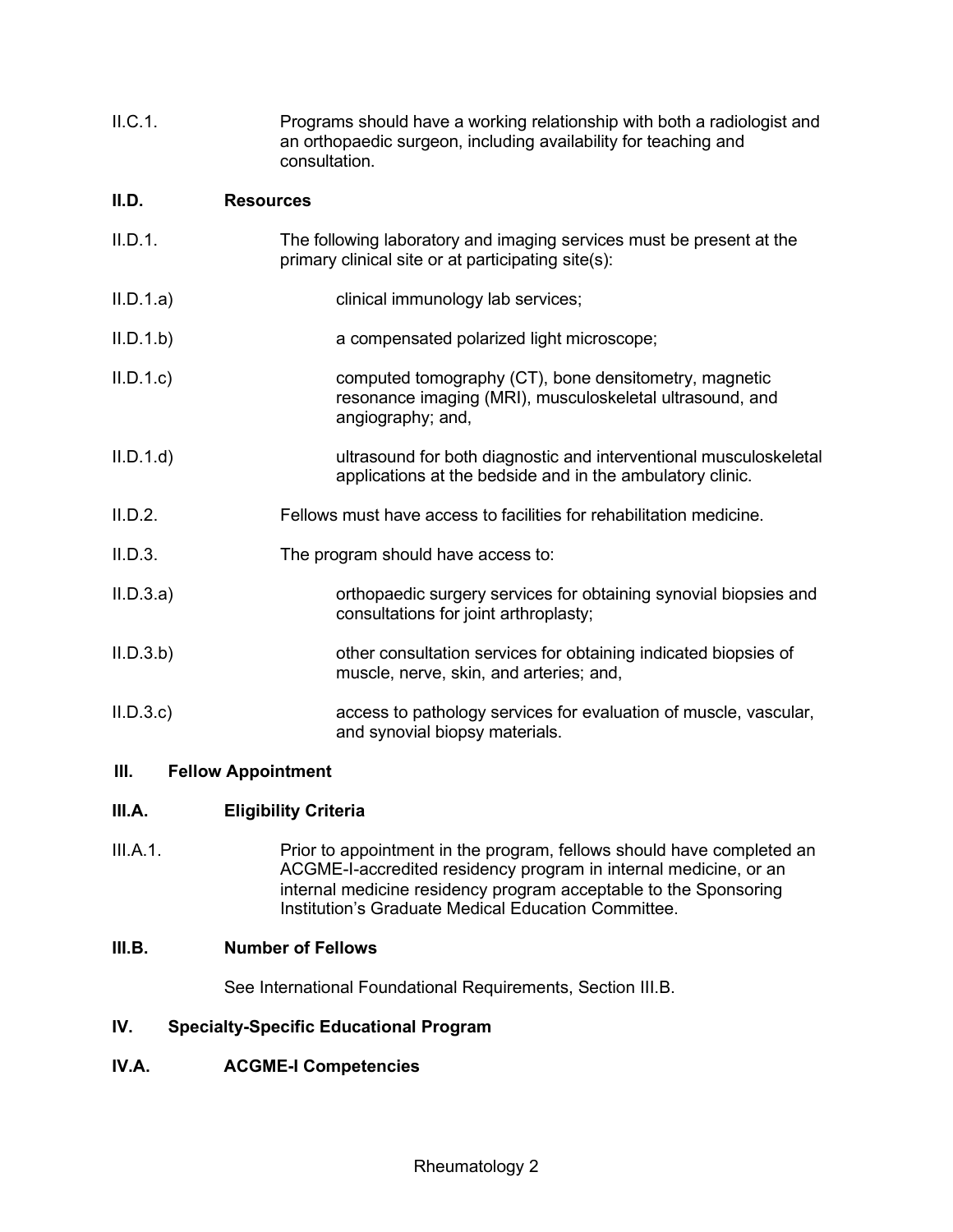II.C.1. Programs should have a working relationship with both a radiologist and an orthopaedic surgeon, including availability for teaching and consultation.

**II.D. Resources**

II.D.1. The following laboratory and imaging services must be present at the primary clinical site or at participating site(s):

II.D.1.a) clinical immunology lab services;

II.D.1.b) a compensated polarized light microscope;

II.D.1.c) computed tomography (CT), bone densitometry, magnetic resonance imaging (MRI), musculoskeletal ultrasound, and angiography; and,

II.D.1.d) ultrasound for both diagnostic and interventional musculoskeletal applications at the bedside and in the ambulatory clinic.

II.D.2. Fellows must have access to facilities for rehabilitation medicine.

II.D.3. The program should have access to:

II.D.3.a) orthopaedic surgery services for obtaining synovial biopsies and consultations for joint arthroplasty;

II.D.3.b) other consultation services for obtaining indicated biopsies of muscle, nerve, skin, and arteries; and,

II.D.3.c) access to pathology services for evaluation of muscle, vascular, and synovial biopsy materials.

## III. Fellow Appointment

**III.A. Eligibility Criteria**

III.A.1. Prior to appointment in the program, fellows should have completed an ACGME-I-accredited residency program in internal medicine, or an internal medicine residency program acceptable to the Sponsoring Institution's Graduate Medical Education Committee.

**III.B. Number of Fellows**

See International Foundational Requirements, Section III.B.

## IV. Specialty-Specific Educational Program

**IV.A. ACGME-I Competencies**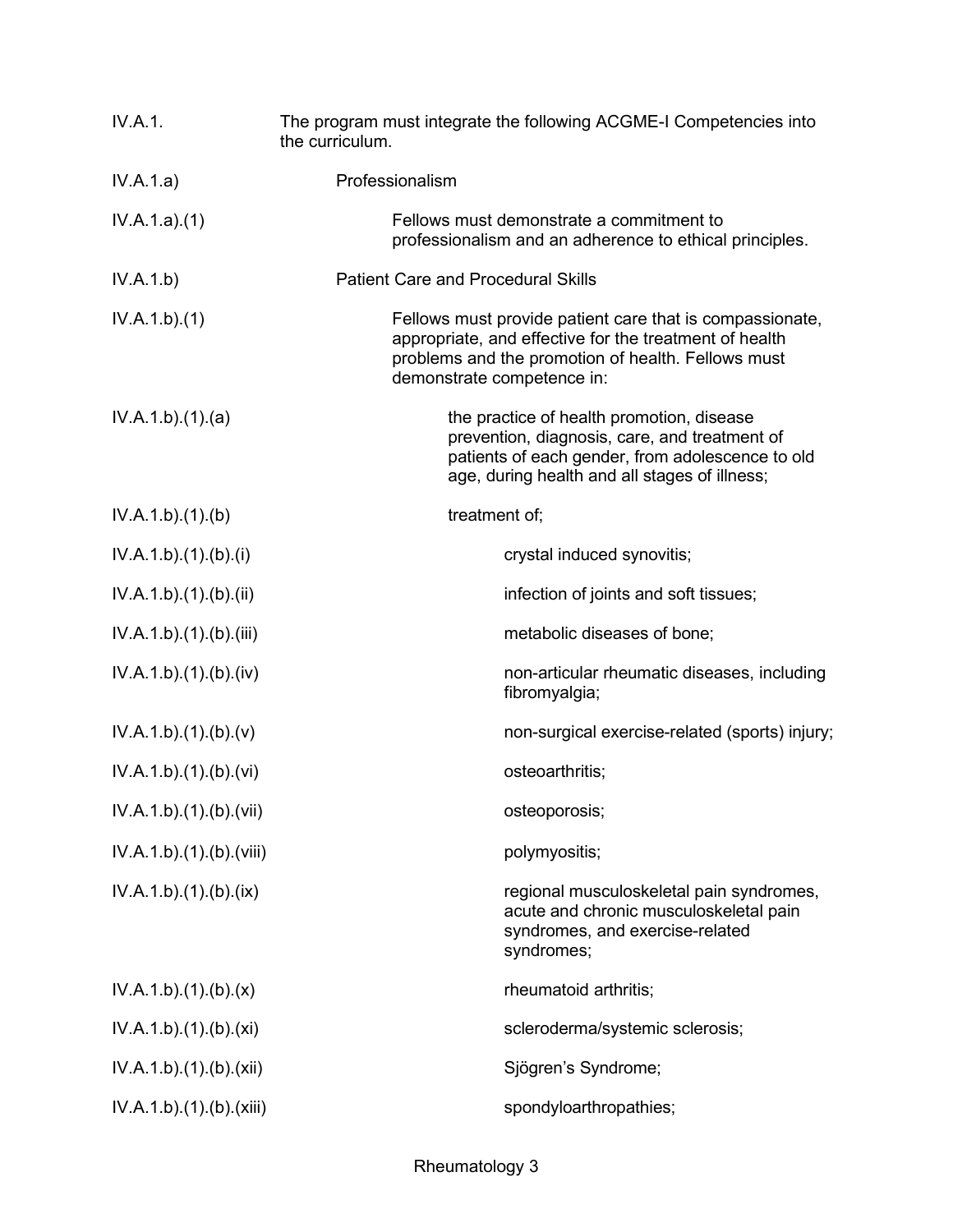| | |
|---|---|
| IV.A.1. | The program must integrate the following ACGME-I Competencies into the curriculum. |
| IV.A.1.a) | Professionalism |
| IV.A.1.a).(1) | Fellows must demonstrate a commitment to professionalism and an adherence to ethical principles. |
| IV.A.1.b) | Patient Care and Procedural Skills |
| IV.A.1.b).(1) | Fellows must provide patient care that is compassionate, appropriate, and effective for the treatment of health problems and the promotion of health. Fellows must demonstrate competence in: |
| IV.A.1.b).(1).(a) | the practice of health promotion, disease prevention, diagnosis, care, and treatment of patients of each gender, from adolescence to old age, during health and all stages of illness; |
| IV.A.1.b).(1).(b) | treatment of; |
| IV.A.1.b).(1).(b).(i) | crystal induced synovitis; |
| IV.A.1.b).(1).(b).(ii) | infection of joints and soft tissues; |
| IV.A.1.b).(1).(b).(iii) | metabolic diseases of bone; |
| IV.A.1.b).(1).(b).(iv) | non-articular rheumatic diseases, including fibromyalgia; |
| IV.A.1.b).(1).(b).(v) | non-surgical exercise-related (sports) injury; |
| IV.A.1.b).(1).(b).(vi) | osteoarthritis; |
| IV.A.1.b).(1).(b).(vii) | osteoporosis; |
| IV.A.1.b).(1).(b).(viii) | polymyositis; |
| IV.A.1.b).(1).(b).(ix) | regional musculoskeletal pain syndromes, acute and chronic musculoskeletal pain syndromes, and exercise-related syndromes; |
| IV.A.1.b).(1).(b).(x) | rheumatoid arthritis; |
| IV.A.1.b).(1).(b).(xi) | scleroderma/systemic sclerosis; |
| IV.A.1.b).(1).(b).(xii) | Sjögren's Syndrome; |
| IV.A.1.b).(1).(b).(xiii) | spondyloarthropathies; |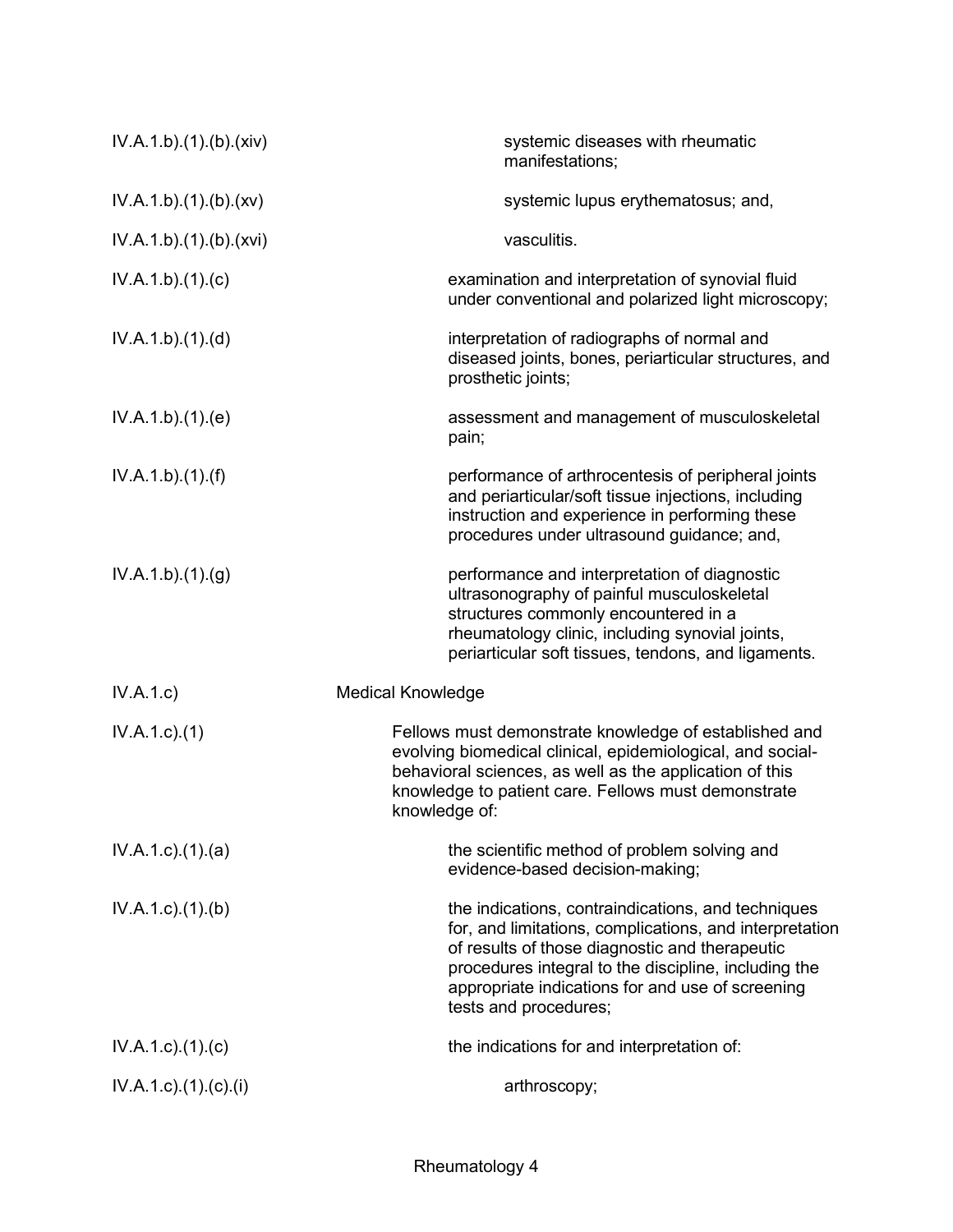IV.A.1.b).(1).(b).(xiv) systemic diseases with rheumatic manifestations;

IV.A.1.b).(1).(b).(xv) systemic lupus erythematosus; and,

IV.A.1.b).(1).(b).(xvi) vasculitis.

IV.A.1.b).(1).(c) examination and interpretation of synovial fluid under conventional and polarized light microscopy;

IV.A.1.b).(1).(d) interpretation of radiographs of normal and diseased joints, bones, periarticular structures, and prosthetic joints;

IV.A.1.b).(1).(e) assessment and management of musculoskeletal pain;

IV.A.1.b).(1).(f) performance of arthrocentesis of peripheral joints and periarticular/soft tissue injections, including instruction and experience in performing these procedures under ultrasound guidance; and,

IV.A.1.b).(1).(g) performance and interpretation of diagnostic ultrasonography of painful musculoskeletal structures commonly encountered in a rheumatology clinic, including synovial joints, periarticular soft tissues, tendons, and ligaments.

IV.A.1.c) Medical Knowledge

IV.A.1.c).(1) Fellows must demonstrate knowledge of established and evolving biomedical clinical, epidemiological, and social-behavioral sciences, as well as the application of this knowledge to patient care. Fellows must demonstrate knowledge of:

IV.A.1.c).(1).(a) the scientific method of problem solving and evidence-based decision-making;

IV.A.1.c).(1).(b) the indications, contraindications, and techniques for, and limitations, complications, and interpretation of results of those diagnostic and therapeutic procedures integral to the discipline, including the appropriate indications for and use of screening tests and procedures;

IV.A.1.c).(1).(c) the indications for and interpretation of:

IV.A.1.c).(1).(c).(i) arthroscopy;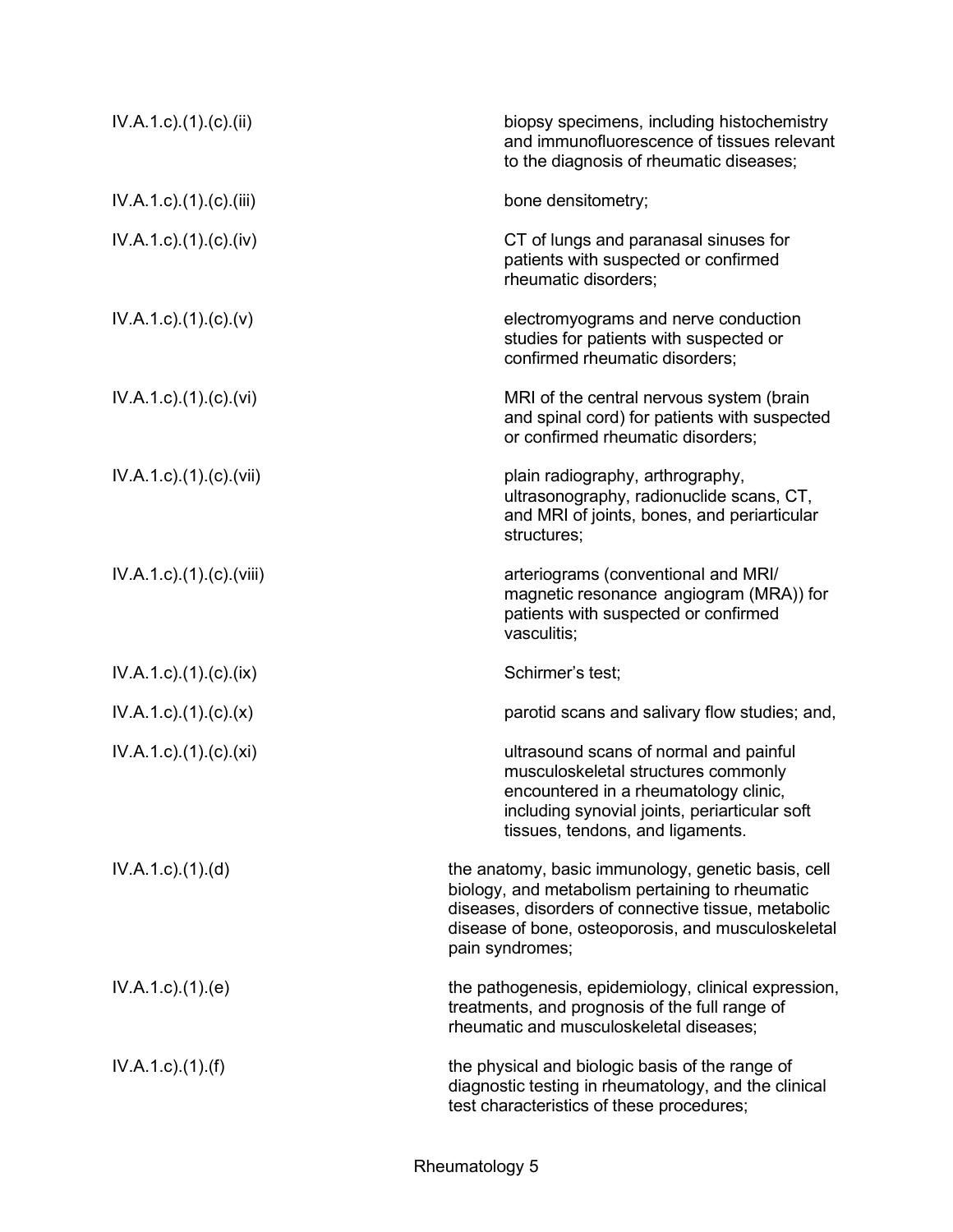| | |
|---|---|
| IV.A.1.c).(1).(c).(ii) | biopsy specimens, including histochemistry and immunofluorescence of tissues relevant to the diagnosis of rheumatic diseases; |
| IV.A.1.c).(1).(c).(iii) | bone densitometry; |
| IV.A.1.c).(1).(c).(iv) | CT of lungs and paranasal sinuses for patients with suspected or confirmed rheumatic disorders; |
| IV.A.1.c).(1).(c).(v) | electromyograms and nerve conduction studies for patients with suspected or confirmed rheumatic disorders; |
| IV.A.1.c).(1).(c).(vi) | MRI of the central nervous system (brain and spinal cord) for patients with suspected or confirmed rheumatic disorders; |
| IV.A.1.c).(1).(c).(vii) | plain radiography, arthrography, ultrasonography, radionuclide scans, CT, and MRI of joints, bones, and periarticular structures; |
| IV.A.1.c).(1).(c).(viii) | arteriograms (conventional and MRI/ magnetic resonance angiogram (MRA)) for patients with suspected or confirmed vasculitis; |
| IV.A.1.c).(1).(c).(ix) | Schirmer's test; |
| IV.A.1.c).(1).(c).(x) | parotid scans and salivary flow studies; and, |
| IV.A.1.c).(1).(c).(xi) | ultrasound scans of normal and painful musculoskeletal structures commonly encountered in a rheumatology clinic, including synovial joints, periarticular soft tissues, tendons, and ligaments. |
| IV.A.1.c).(1).(d) | the anatomy, basic immunology, genetic basis, cell biology, and metabolism pertaining to rheumatic diseases, disorders of connective tissue, metabolic disease of bone, osteoporosis, and musculoskeletal pain syndromes; |
| IV.A.1.c).(1).(e) | the pathogenesis, epidemiology, clinical expression, treatments, and prognosis of the full range of rheumatic and musculoskeletal diseases; |
| IV.A.1.c).(1).(f) | the physical and biologic basis of the range of diagnostic testing in rheumatology, and the clinical test characteristics of these procedures; |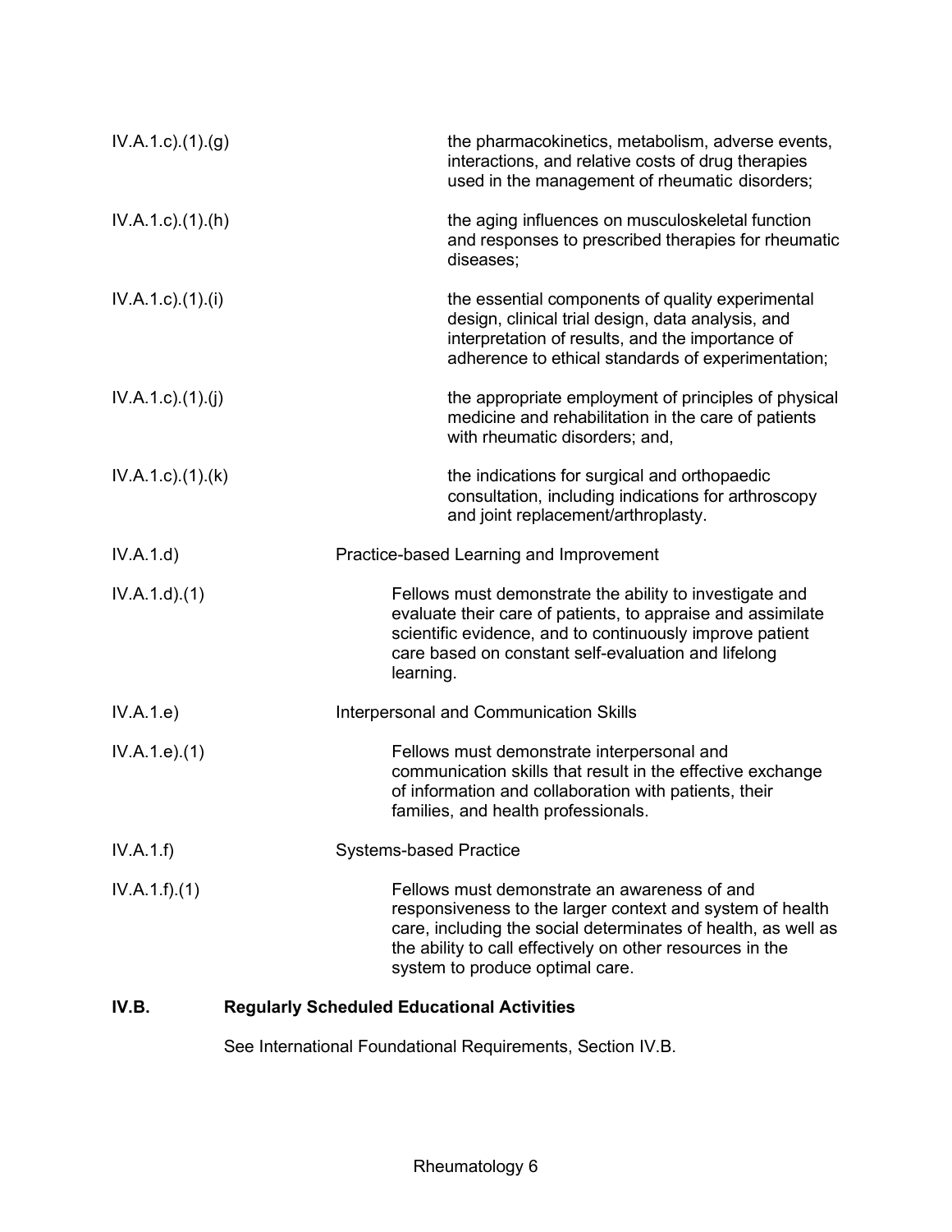IV.A.1.c).(1).(g) the pharmacokinetics, metabolism, adverse events, interactions, and relative costs of drug therapies used in the management of rheumatic disorders;

IV.A.1.c).(1).(h) the aging influences on musculoskeletal function and responses to prescribed therapies for rheumatic diseases;

IV.A.1.c).(1).(i) the essential components of quality experimental design, clinical trial design, data analysis, and interpretation of results, and the importance of adherence to ethical standards of experimentation;

IV.A.1.c).(1).(j) the appropriate employment of principles of physical medicine and rehabilitation in the care of patients with rheumatic disorders; and,

IV.A.1.c).(1).(k) the indications for surgical and orthopaedic consultation, including indications for arthroscopy and joint replacement/arthroplasty.

IV.A.1.d) Practice-based Learning and Improvement

IV.A.1.d).(1) Fellows must demonstrate the ability to investigate and evaluate their care of patients, to appraise and assimilate scientific evidence, and to continuously improve patient care based on constant self-evaluation and lifelong learning.

IV.A.1.e) Interpersonal and Communication Skills

IV.A.1.e).(1) Fellows must demonstrate interpersonal and communication skills that result in the effective exchange of information and collaboration with patients, their families, and health professionals.

IV.A.1.f) Systems-based Practice

IV.A.1.f).(1) Fellows must demonstrate an awareness of and responsiveness to the larger context and system of health care, including the social determinates of health, as well as the ability to call effectively on other resources in the system to produce optimal care.

**IV.B. Regularly Scheduled Educational Activities**

See International Foundational Requirements, Section IV.B.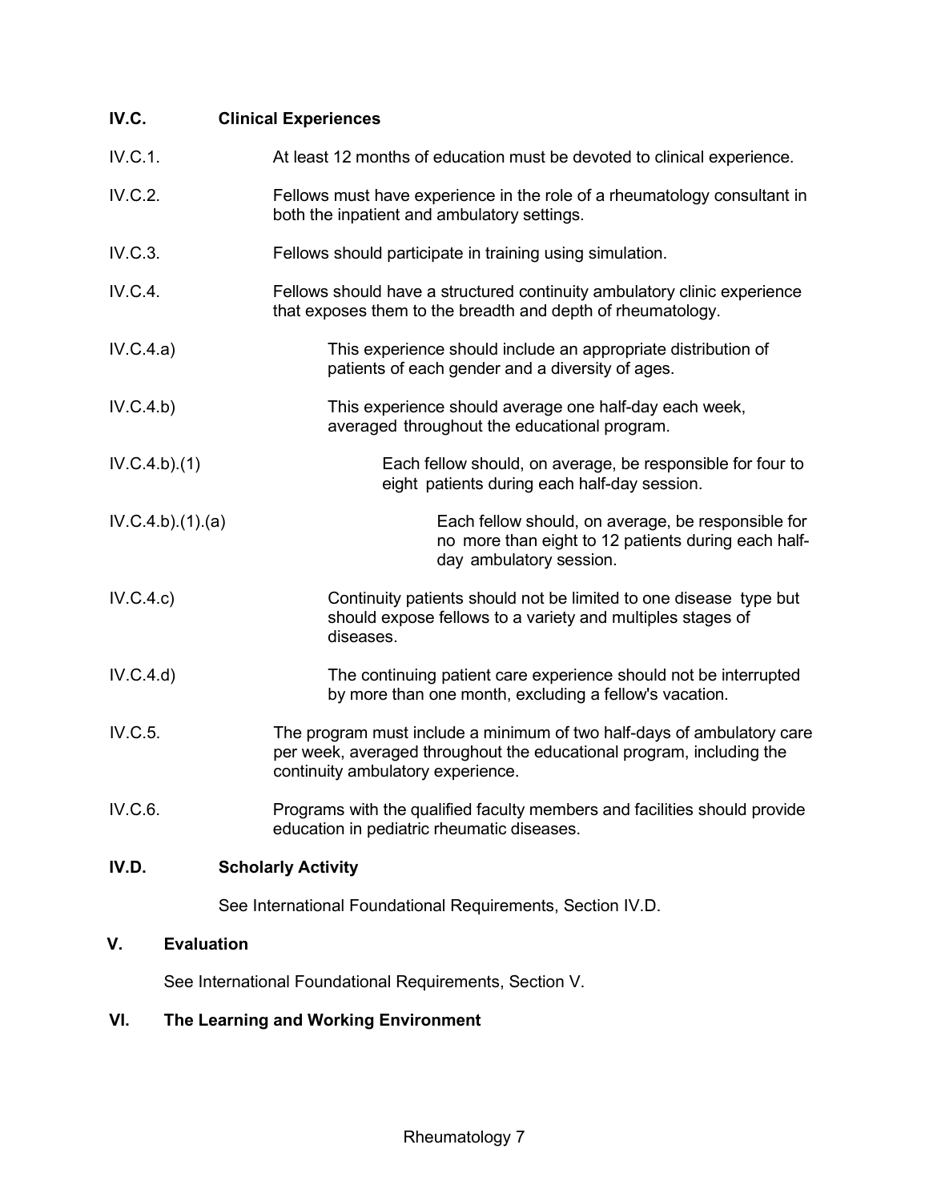**IV.C. Clinical Experiences**

IV.C.1. At least 12 months of education must be devoted to clinical experience.

IV.C.2. Fellows must have experience in the role of a rheumatology consultant in both the inpatient and ambulatory settings.

IV.C.3. Fellows should participate in training using simulation.

IV.C.4. Fellows should have a structured continuity ambulatory clinic experience that exposes them to the breadth and depth of rheumatology.

IV.C.4.a) This experience should include an appropriate distribution of patients of each gender and a diversity of ages.

IV.C.4.b) This experience should average one half-day each week, averaged throughout the educational program.

IV.C.4.b).(1) Each fellow should, on average, be responsible for four to eight patients during each half-day session.

IV.C.4.b).(1).(a) Each fellow should, on average, be responsible for no more than eight to 12 patients during each half-day ambulatory session.

IV.C.4.c) Continuity patients should not be limited to one disease type but should expose fellows to a variety and multiples stages of diseases.

IV.C.4.d) The continuing patient care experience should not be interrupted by more than one month, excluding a fellow's vacation.

IV.C.5. The program must include a minimum of two half-days of ambulatory care per week, averaged throughout the educational program, including the continuity ambulatory experience.

IV.C.6. Programs with the qualified faculty members and facilities should provide education in pediatric rheumatic diseases.

**IV.D. Scholarly Activity**

See International Foundational Requirements, Section IV.D.

**V. Evaluation**

See International Foundational Requirements, Section V.

**VI. The Learning and Working Environment**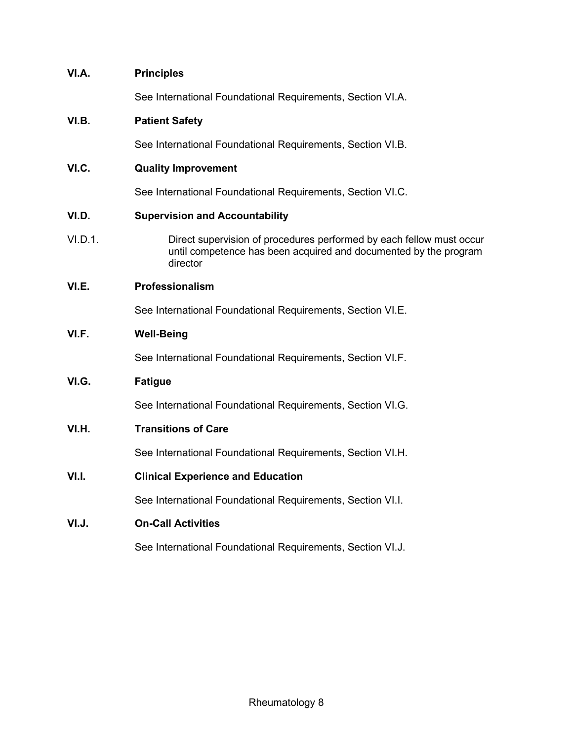**VI.A. Principles**

See International Foundational Requirements, Section VI.A.

**VI.B. Patient Safety**

See International Foundational Requirements, Section VI.B.

**VI.C. Quality Improvement**

See International Foundational Requirements, Section VI.C.

**VI.D. Supervision and Accountability**

VI.D.1. Direct supervision of procedures performed by each fellow must occur until competence has been acquired and documented by the program director

**VI.E. Professionalism**

See International Foundational Requirements, Section VI.E.

**VI.F. Well-Being**

See International Foundational Requirements, Section VI.F.

**VI.G. Fatigue**

See International Foundational Requirements, Section VI.G.

**VI.H. Transitions of Care**

See International Foundational Requirements, Section VI.H.

**VI.I. Clinical Experience and Education**

See International Foundational Requirements, Section VI.I.

**VI.J. On-Call Activities**

See International Foundational Requirements, Section VI.J.